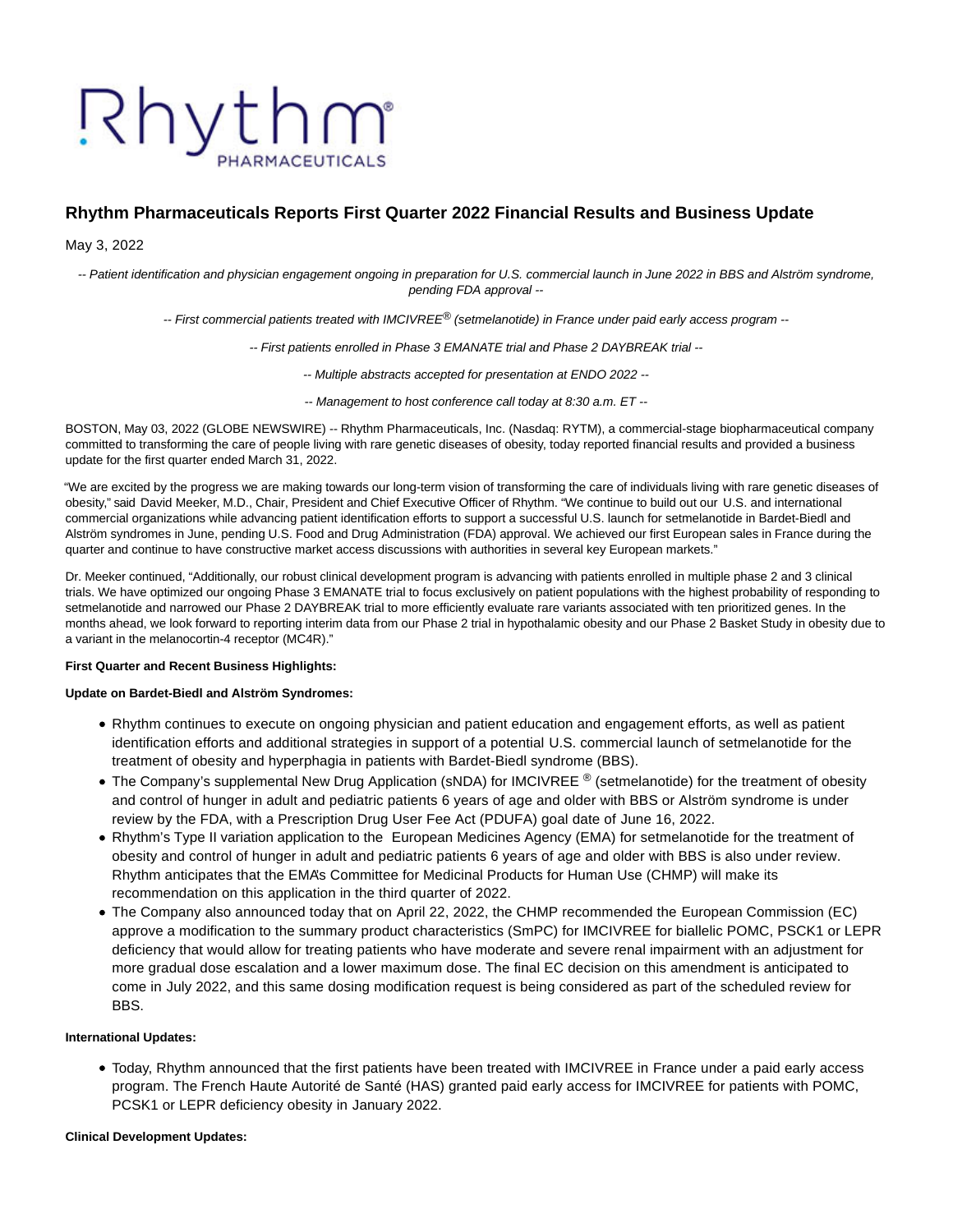# Rhythm Pharmaceuticals Reports First Quarter 2022 Financial Results and Business Update

May 3, 2022

*-- Patient identification and physician engagement ongoing in preparation for U.S. commercial launch in June 2022 in BBS and Alström syndrome, pending FDA approval --*

*-- First commercial patients treated with IMCIVREE® (setmelanotide) in France under paid early access program --*

*-- First patients enrolled in Phase 3 EMANATE trial and Phase 2 DAYBREAK trial --*

*-- Multiple abstracts accepted for presentation at ENDO 2022 --*

*-- Management to host conference call today at 8:30 a.m. ET --*

BOSTON, May 03, 2022 (GLOBE NEWSWIRE) -- Rhythm Pharmaceuticals, Inc. (Nasdaq: RYTM), a commercial-stage biopharmaceutical company committed to transforming the care of people living with rare genetic diseases of obesity, today reported financial results and provided a business update for the first quarter ended March 31, 2022.

"We are excited by the progress we are making towards our long-term vision of transforming the care of individuals living with rare genetic diseases of obesity," said David Meeker, M.D., Chair, President and Chief Executive Officer of Rhythm. "We continue to build out our U.S. and international commercial organizations while advancing patient identification efforts to support a successful U.S. launch for setmelanotide in Bardet-Biedl and Alström syndromes in June, pending U.S. Food and Drug Administration (FDA) approval. We achieved our first European sales in France during the quarter and continue to have constructive market access discussions with authorities in several key European markets."

Dr. Meeker continued, "Additionally, our robust clinical development program is advancing with patients enrolled in multiple phase 2 and 3 clinical trials. We have optimized our ongoing Phase 3 EMANATE trial to focus exclusively on patient populations with the highest probability of responding to setmelanotide and narrowed our Phase 2 DAYBREAK trial to more efficiently evaluate rare variants associated with ten prioritized genes. In the months ahead, we look forward to reporting interim data from our Phase 2 trial in hypothalamic obesity and our Phase 2 Basket Study in obesity due to a variant in the melanocortin-4 receptor (MC4R)."

**First Quarter and Recent Business Highlights:**

**Update on Bardet-Biedl and Alström Syndromes:**

- Rhythm continues to execute on ongoing physician and patient education and engagement efforts, as well as patient identification efforts and additional strategies in support of a potential U.S. commercial launch of setmelanotide for the treatment of obesity and hyperphagia in patients with Bardet-Biedl syndrome (BBS).
- The Company's supplemental New Drug Application (sNDA) for IMCIVREE ® (setmelanotide) for the treatment of obesity and control of hunger in adult and pediatric patients 6 years of age and older with BBS or Alström syndrome is under review by the FDA, with a Prescription Drug User Fee Act (PDUFA) goal date of June 16, 2022.
- Rhythm's Type II variation application to the European Medicines Agency (EMA) for setmelanotide for the treatment of obesity and control of hunger in adult and pediatric patients 6 years of age and older with BBS is also under review. Rhythm anticipates that the EMA's Committee for Medicinal Products for Human Use (CHMP) will make its recommendation on this application in the third quarter of 2022.
- The Company also announced today that on April 22, 2022, the CHMP recommended the European Commission (EC) approve a modification to the summary product characteristics (SmPC) for IMCIVREE for biallelic POMC, PSCK1 or LEPR deficiency that would allow for treating patients who have moderate and severe renal impairment with an adjustment for more gradual dose escalation and a lower maximum dose. The final EC decision on this amendment is anticipated to come in July 2022, and this same dosing modification request is being considered as part of the scheduled review for BBS.

**International Updates:**

- Today, Rhythm announced that the first patients have been treated with IMCIVREE in France under a paid early access program. The French Haute Autorité de Santé (HAS) granted paid early access for IMCIVREE for patients with POMC, PCSK1 or LEPR deficiency obesity in January 2022.

**Clinical Development Updates:**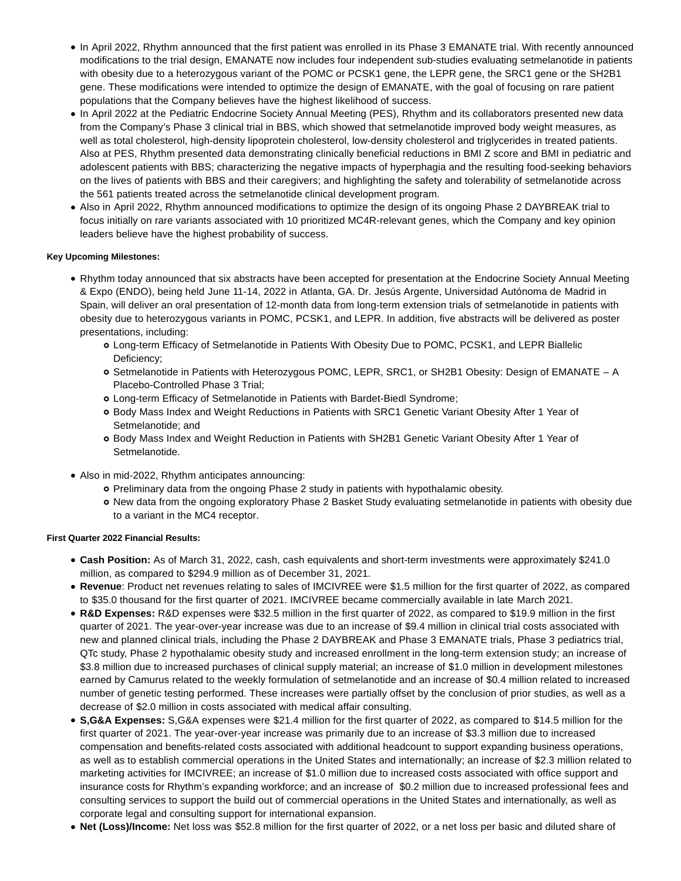- In April 2022, Rhythm announced that the first patient was enrolled in its Phase 3 EMANATE trial. With recently announced modifications to the trial design, EMANATE now includes four independent sub-studies evaluating setmelanotide in patients with obesity due to a heterozygous variant of the POMC or PCSK1 gene, the LEPR gene, the SRC1 gene or the SH2B1 gene. These modifications were intended to optimize the design of EMANATE, with the goal of focusing on rare patient populations that the Company believes have the highest likelihood of success.
- In April 2022 at the Pediatric Endocrine Society Annual Meeting (PES), Rhythm and its collaborators presented new data from the Company's Phase 3 clinical trial in BBS, which showed that setmelanotide improved body weight measures, as well as total cholesterol, high-density lipoprotein cholesterol, low-density cholesterol and triglycerides in treated patients. Also at PES, Rhythm presented data demonstrating clinically beneficial reductions in BMI Z score and BMI in pediatric and adolescent patients with BBS; characterizing the negative impacts of hyperphagia and the resulting food-seeking behaviors on the lives of patients with BBS and their caregivers; and highlighting the safety and tolerability of setmelanotide across the 561 patients treated across the setmelanotide clinical development program.
- Also in April 2022, Rhythm announced modifications to optimize the design of its ongoing Phase 2 DAYBREAK trial to focus initially on rare variants associated with 10 prioritized MC4R-relevant genes, which the Company and key opinion leaders believe have the highest probability of success.

**Key Upcoming Milestones:**

- Rhythm today announced that six abstracts have been accepted for presentation at the Endocrine Society Annual Meeting & Expo (ENDO), being held June 11-14, 2022 in Atlanta, GA. Dr. Jesús Argente, Universidad Autónoma de Madrid in Spain, will deliver an oral presentation of 12-month data from long-term extension trials of setmelanotide in patients with obesity due to heterozygous variants in POMC, PCSK1, and LEPR. In addition, five abstracts will be delivered as poster presentations, including:
  - Long-term Efficacy of Setmelanotide in Patients With Obesity Due to POMC, PCSK1, and LEPR Biallelic Deficiency;
  - Setmelanotide in Patients with Heterozygous POMC, LEPR, SRC1, or SH2B1 Obesity: Design of EMANATE – A Placebo-Controlled Phase 3 Trial;
  - Long-term Efficacy of Setmelanotide in Patients with Bardet-Biedl Syndrome;
  - Body Mass Index and Weight Reductions in Patients with SRC1 Genetic Variant Obesity After 1 Year of Setmelanotide; and
  - Body Mass Index and Weight Reduction in Patients with SH2B1 Genetic Variant Obesity After 1 Year of Setmelanotide.
- Also in mid-2022, Rhythm anticipates announcing:
  - Preliminary data from the ongoing Phase 2 study in patients with hypothalamic obesity.
  - New data from the ongoing exploratory Phase 2 Basket Study evaluating setmelanotide in patients with obesity due to a variant in the MC4 receptor.

**First Quarter 2022 Financial Results:**

- **Cash Position:** As of March 31, 2022, cash, cash equivalents and short-term investments were approximately $241.0 million, as compared to $294.9 million as of December 31, 2021.
- **Revenue**: Product net revenues relating to sales of IMCIVREE were $1.5 million for the first quarter of 2022, as compared to $35.0 thousand for the first quarter of 2021. IMCIVREE became commercially available in late March 2021.
- **R&D Expenses:** R&D expenses were $32.5 million in the first quarter of 2022, as compared to $19.9 million in the first quarter of 2021. The year-over-year increase was due to an increase of $9.4 million in clinical trial costs associated with new and planned clinical trials, including the Phase 2 DAYBREAK and Phase 3 EMANATE trials, Phase 3 pediatrics trial, QTc study, Phase 2 hypothalamic obesity study and increased enrollment in the long-term extension study; an increase of $3.8 million due to increased purchases of clinical supply material; an increase of $1.0 million in development milestones earned by Camurus related to the weekly formulation of setmelanotide and an increase of $0.4 million related to increased number of genetic testing performed. These increases were partially offset by the conclusion of prior studies, as well as a decrease of $2.0 million in costs associated with medical affair consulting.
- **S,G&A Expenses:** S,G&A expenses were $21.4 million for the first quarter of 2022, as compared to $14.5 million for the first quarter of 2021. The year-over-year increase was primarily due to an increase of $3.3 million due to increased compensation and benefits-related costs associated with additional headcount to support expanding business operations, as well as to establish commercial operations in the United States and internationally; an increase of $2.3 million related to marketing activities for IMCIVREE; an increase of $1.0 million due to increased costs associated with office support and insurance costs for Rhythm's expanding workforce; and an increase of $0.2 million due to increased professional fees and consulting services to support the build out of commercial operations in the United States and internationally, as well as corporate legal and consulting support for international expansion.
- **Net (Loss)/Income:** Net loss was $52.8 million for the first quarter of 2022, or a net loss per basic and diluted share of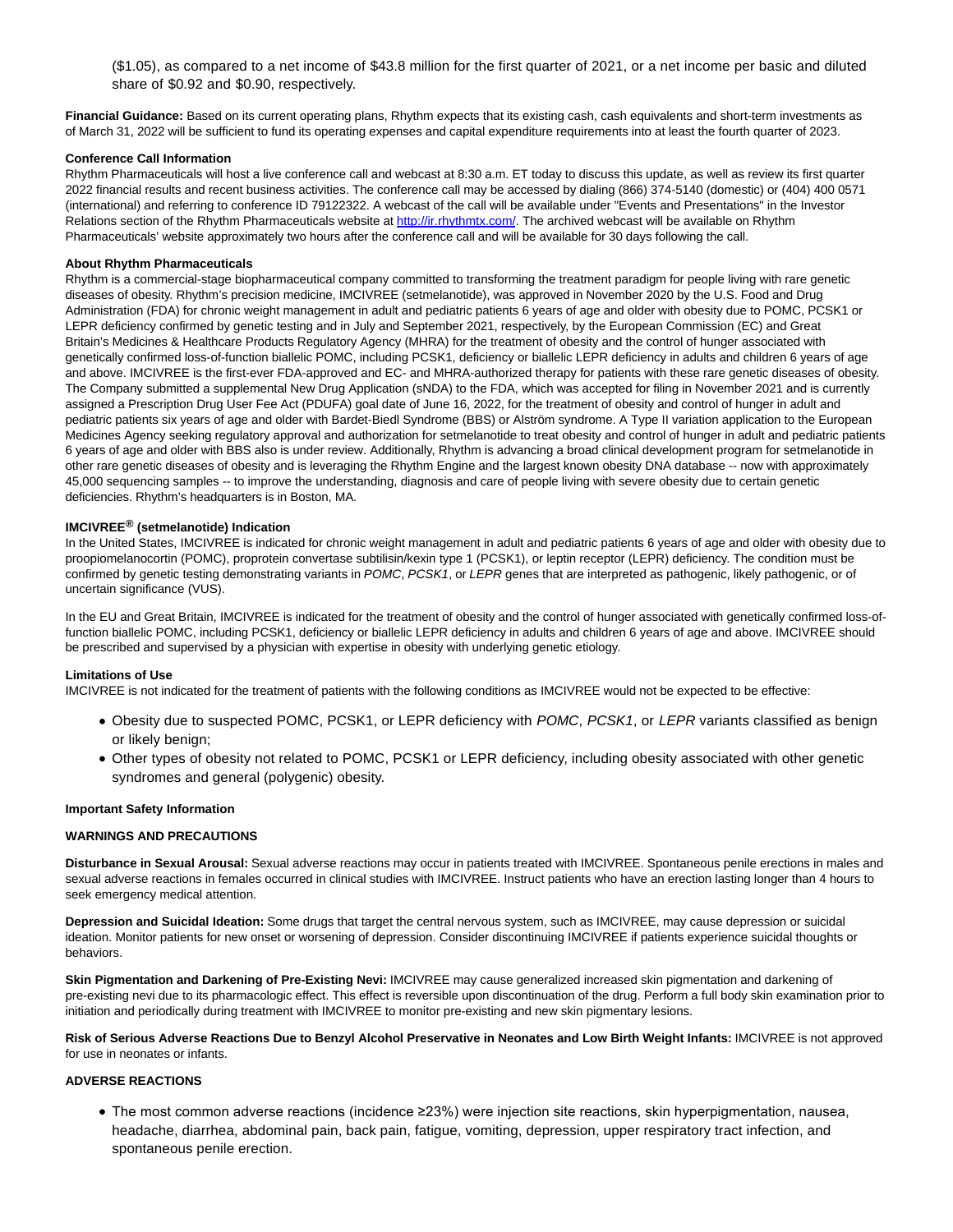($1.05), as compared to a net income of $43.8 million for the first quarter of 2021, or a net income per basic and diluted share of $0.92 and $0.90, respectively.

**Financial Guidance:** Based on its current operating plans, Rhythm expects that its existing cash, cash equivalents and short-term investments as of March 31, 2022 will be sufficient to fund its operating expenses and capital expenditure requirements into at least the fourth quarter of 2023.

**Conference Call Information**

Rhythm Pharmaceuticals will host a live conference call and webcast at 8:30 a.m. ET today to discuss this update, as well as review its first quarter 2022 financial results and recent business activities. The conference call may be accessed by dialing (866) 374-5140 (domestic) or (404) 400 0571 (international) and referring to conference ID 79122322. A webcast of the call will be available under "Events and Presentations" in the Investor Relations section of the Rhythm Pharmaceuticals website at [http://ir.rhythmtx.com/](http://ir.rhythmtx.com/). The archived webcast will be available on Rhythm Pharmaceuticals' website approximately two hours after the conference call and will be available for 30 days following the call.

**About Rhythm Pharmaceuticals**

Rhythm is a commercial-stage biopharmaceutical company committed to transforming the treatment paradigm for people living with rare genetic diseases of obesity. Rhythm's precision medicine, IMCIVREE (setmelanotide), was approved in November 2020 by the U.S. Food and Drug Administration (FDA) for chronic weight management in adult and pediatric patients 6 years of age and older with obesity due to POMC, PCSK1 or LEPR deficiency confirmed by genetic testing and in July and September 2021, respectively, by the European Commission (EC) and Great Britain's Medicines & Healthcare Products Regulatory Agency (MHRA) for the treatment of obesity and the control of hunger associated with genetically confirmed loss-of-function biallelic POMC, including PCSK1, deficiency or biallelic LEPR deficiency in adults and children 6 years of age and above. IMCIVREE is the first-ever FDA-approved and EC- and MHRA-authorized therapy for patients with these rare genetic diseases of obesity. The Company submitted a supplemental New Drug Application (sNDA) to the FDA, which was accepted for filing in November 2021 and is currently assigned a Prescription Drug User Fee Act (PDUFA) goal date of June 16, 2022, for the treatment of obesity and control of hunger in adult and pediatric patients six years of age and older with Bardet-Biedl Syndrome (BBS) or Alström syndrome. A Type II variation application to the European Medicines Agency seeking regulatory approval and authorization for setmelanotide to treat obesity and control of hunger in adult and pediatric patients 6 years of age and older with BBS also is under review. Additionally, Rhythm is advancing a broad clinical development program for setmelanotide in other rare genetic diseases of obesity and is leveraging the Rhythm Engine and the largest known obesity DNA database -- now with approximately 45,000 sequencing samples -- to improve the understanding, diagnosis and care of people living with severe obesity due to certain genetic deficiencies. Rhythm's headquarters is in Boston, MA.

**IMCIVREE® (setmelanotide) Indication**

In the United States, IMCIVREE is indicated for chronic weight management in adult and pediatric patients 6 years of age and older with obesity due to proopiomelanocortin (POMC), proprotein convertase subtilisin/kexin type 1 (PCSK1), or leptin receptor (LEPR) deficiency. The condition must be confirmed by genetic testing demonstrating variants in *POMC*, *PCSK1*, or *LEPR* genes that are interpreted as pathogenic, likely pathogenic, or of uncertain significance (VUS).

In the EU and Great Britain, IMCIVREE is indicated for the treatment of obesity and the control of hunger associated with genetically confirmed loss-of-function biallelic POMC, including PCSK1, deficiency or biallelic LEPR deficiency in adults and children 6 years of age and above. IMCIVREE should be prescribed and supervised by a physician with expertise in obesity with underlying genetic etiology.

**Limitations of Use**

IMCIVREE is not indicated for the treatment of patients with the following conditions as IMCIVREE would not be expected to be effective:

- Obesity due to suspected POMC, PCSK1, or LEPR deficiency with *POMC*, *PCSK1*, or *LEPR* variants classified as benign or likely benign;
- Other types of obesity not related to POMC, PCSK1 or LEPR deficiency, including obesity associated with other genetic syndromes and general (polygenic) obesity.

**Important Safety Information**

**WARNINGS AND PRECAUTIONS**

**Disturbance in Sexual Arousal:** Sexual adverse reactions may occur in patients treated with IMCIVREE. Spontaneous penile erections in males and sexual adverse reactions in females occurred in clinical studies with IMCIVREE. Instruct patients who have an erection lasting longer than 4 hours to seek emergency medical attention.

**Depression and Suicidal Ideation:** Some drugs that target the central nervous system, such as IMCIVREE, may cause depression or suicidal ideation. Monitor patients for new onset or worsening of depression. Consider discontinuing IMCIVREE if patients experience suicidal thoughts or behaviors.

**Skin Pigmentation and Darkening of Pre-Existing Nevi:** IMCIVREE may cause generalized increased skin pigmentation and darkening of pre-existing nevi due to its pharmacologic effect. This effect is reversible upon discontinuation of the drug. Perform a full body skin examination prior to initiation and periodically during treatment with IMCIVREE to monitor pre-existing and new skin pigmentary lesions.

**Risk of Serious Adverse Reactions Due to Benzyl Alcohol Preservative in Neonates and Low Birth Weight Infants:** IMCIVREE is not approved for use in neonates or infants.

**ADVERSE REACTIONS**

- The most common adverse reactions (incidence ≥23%) were injection site reactions, skin hyperpigmentation, nausea, headache, diarrhea, abdominal pain, back pain, fatigue, vomiting, depression, upper respiratory tract infection, and spontaneous penile erection.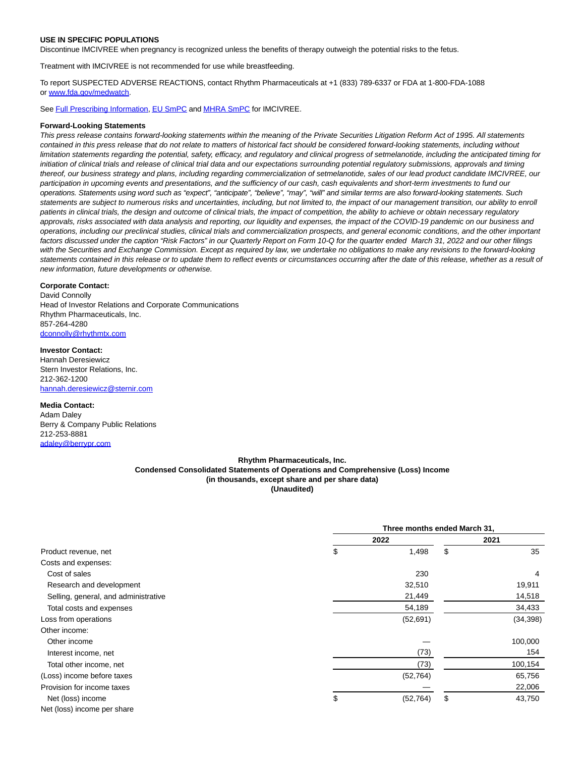**USE IN SPECIFIC POPULATIONS**

Discontinue IMCIVREE when pregnancy is recognized unless the benefits of therapy outweigh the potential risks to the fetus.

Treatment with IMCIVREE is not recommended for use while breastfeeding.

To report SUSPECTED ADVERSE REACTIONS, contact Rhythm Pharmaceuticals at +1 (833) 789-6337 or FDA at 1-800-FDA-1088 or [www.fda.gov/medwatch](www.fda.gov/medwatch).

See [Full Prescribing Information](), [EU SmPC]() and [MHRA SmPC]() for IMCIVREE.

**Forward-Looking Statements**

*This press release contains forward-looking statements within the meaning of the Private Securities Litigation Reform Act of 1995. All statements contained in this press release that do not relate to matters of historical fact should be considered forward-looking statements, including without limitation statements regarding the potential, safety, efficacy, and regulatory and clinical progress of setmelanotide, including the anticipated timing for initiation of clinical trials and release of clinical trial data and our expectations surrounding potential regulatory submissions, approvals and timing thereof, our business strategy and plans, including regarding commercialization of setmelanotide, sales of our lead product candidate IMCIVREE, our participation in upcoming events and presentations, and the sufficiency of our cash, cash equivalents and short-term investments to fund our operations. Statements using word such as "expect", "anticipate", "believe", "may", "will" and similar terms are also forward-looking statements. Such statements are subject to numerous risks and uncertainties, including, but not limited to, the impact of our management transition, our ability to enroll patients in clinical trials, the design and outcome of clinical trials, the impact of competition, the ability to achieve or obtain necessary regulatory approvals, risks associated with data analysis and reporting, our liquidity and expenses, the impact of the COVID-19 pandemic on our business and operations, including our preclinical studies, clinical trials and commercialization prospects, and general economic conditions, and the other important factors discussed under the caption "Risk Factors" in our Quarterly Report on Form 10-Q for the quarter ended March 31, 2022 and our other filings with the Securities and Exchange Commission. Except as required by law, we undertake no obligations to make any revisions to the forward-looking statements contained in this release or to update them to reflect events or circumstances occurring after the date of this release, whether as a result of new information, future developments or otherwise.*

**Corporate Contact:**
David Connolly
Head of Investor Relations and Corporate Communications
Rhythm Pharmaceuticals, Inc.
857-264-4280
[dconnolly@rhythmtx.com](mailto:dconnolly@rhythmtx.com)

**Investor Contact:**
Hannah Deresiewicz
Stern Investor Relations, Inc.
212-362-1200
[hannah.deresiewicz@sternir.com](mailto:hannah.deresiewicz@sternir.com)

**Media Contact:**
Adam Daley
Berry & Company Public Relations
212-253-8881
[adaley@berrypr.com](mailto:adaley@berrypr.com)

**Rhythm Pharmaceuticals, Inc.**
**Condensed Consolidated Statements of Operations and Comprehensive (Loss) Income**
**(in thousands, except share and per share data)**
**(Unaudited)**

| | Three months ended March 31, | |
|---|---|---|
| | 2022 | 2021 |
| Product revenue, net | $ 1,498 | $ 35 |
| Costs and expenses: | | |
| Cost of sales | 230 | 4 |
| Research and development | 32,510 | 19,911 |
| Selling, general, and administrative | 21,449 | 14,518 |
| Total costs and expenses | 54,189 | 34,433 |
| Loss from operations | (52,691) | (34,398) |
| Other income: | | |
| Other income | — | 100,000 |
| Interest income, net | (73) | 154 |
| Total other income, net | (73) | 100,154 |
| (Loss) income before taxes | (52,764) | 65,756 |
| Provision for income taxes | — | 22,006 |
| Net (loss) income | $ (52,764) | $ 43,750 |
| Net (loss) income per share | | |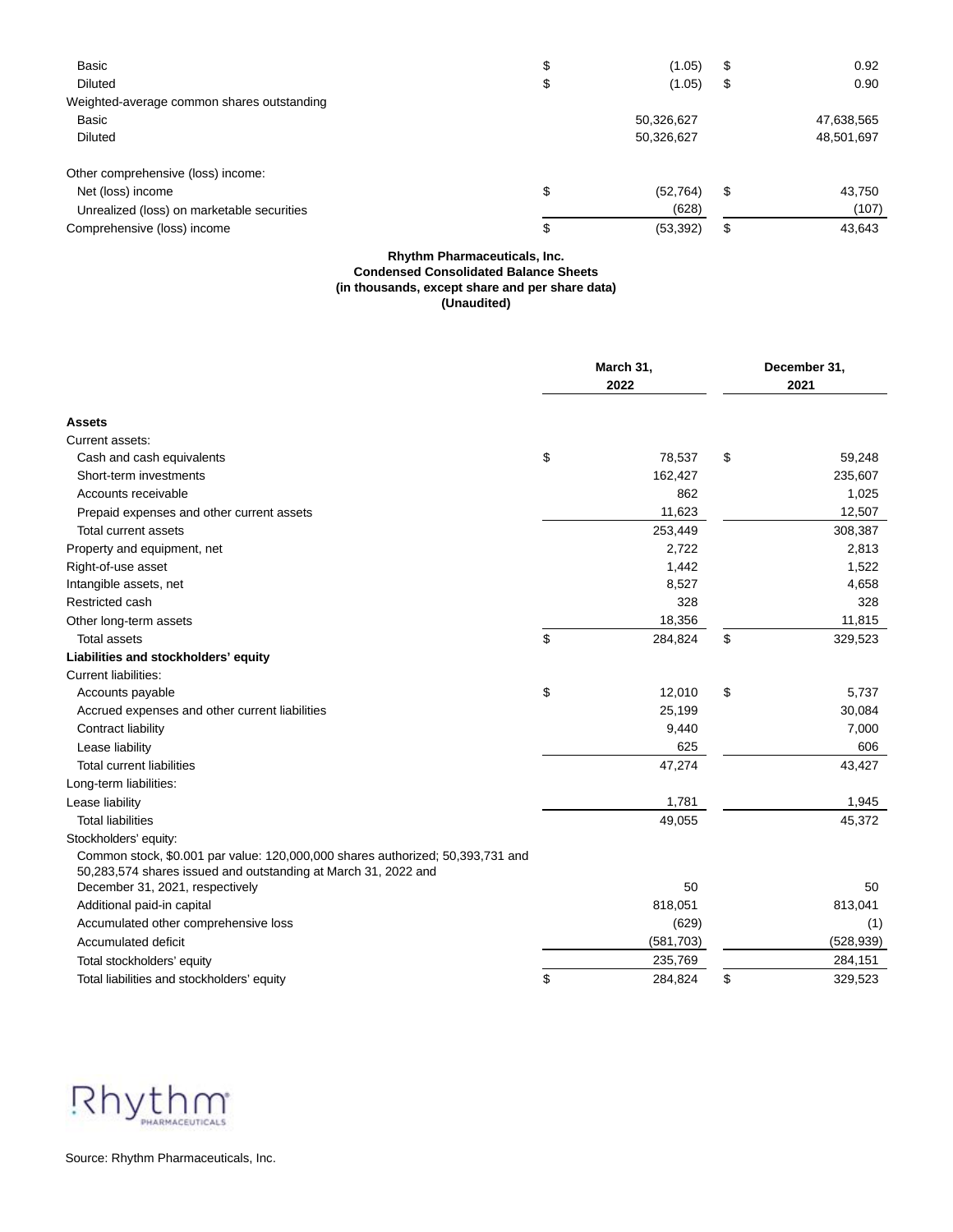| | | | | |
|---|---|---|---|---|
| Basic | $ | (1.05) | $ | 0.92 |
| Diluted | $ | (1.05) | $ | 0.90 |
| Weighted-average common shares outstanding | | | | |
| Basic | | 50,326,627 | | 47,638,565 |
| Diluted | | 50,326,627 | | 48,501,697 |
| | | | | |
| Other comprehensive (loss) income: | | | | |
| Net (loss) income | $ | (52,764) | $ | 43,750 |
| Unrealized (loss) on marketable securities | | (628) | | (107) |
| Comprehensive (loss) income | $ | (53,392) | $ | 43,643 |

**Rhythm Pharmaceuticals, Inc.**
**Condensed Consolidated Balance Sheets**
**(in thousands, except share and per share data)**
**(Unaudited)**

| | | March 31, 2022 | | December 31, 2021 |
|---|---|---|---|---|
| **Assets** | | | | |
| Current assets: | | | | |
| Cash and cash equivalents | $ | 78,537 | $ | 59,248 |
| Short-term investments | | 162,427 | | 235,607 |
| Accounts receivable | | 862 | | 1,025 |
| Prepaid expenses and other current assets | | 11,623 | | 12,507 |
| Total current assets | | 253,449 | | 308,387 |
| Property and equipment, net | | 2,722 | | 2,813 |
| Right-of-use asset | | 1,442 | | 1,522 |
| Intangible assets, net | | 8,527 | | 4,658 |
| Restricted cash | | 328 | | 328 |
| Other long-term assets | | 18,356 | | 11,815 |
| Total assets | $ | 284,824 | $ | 329,523 |
| **Liabilities and stockholders' equity** | | | | |
| Current liabilities: | | | | |
| Accounts payable | $ | 12,010 | $ | 5,737 |
| Accrued expenses and other current liabilities | | 25,199 | | 30,084 |
| Contract liability | | 9,440 | | 7,000 |
| Lease liability | | 625 | | 606 |
| Total current liabilities | | 47,274 | | 43,427 |
| Long-term liabilities: | | | | |
| Lease liability | | 1,781 | | 1,945 |
| Total liabilities | | 49,055 | | 45,372 |
| Stockholders' equity: | | | | |
| Common stock, $0.001 par value: 120,000,000 shares authorized; 50,393,731 and 50,283,574 shares issued and outstanding at March 31, 2022 and December 31, 2021, respectively | | 50 | | 50 |
| Additional paid-in capital | | 818,051 | | 813,041 |
| Accumulated other comprehensive loss | | (629) | | (1) |
| Accumulated deficit | | (581,703) | | (528,939) |
| Total stockholders' equity | | 235,769 | | 284,151 |
| Total liabilities and stockholders' equity | $ | 284,824 | $ | 329,523 |

Rhythm PHARMACEUTICALS

Source: Rhythm Pharmaceuticals, Inc.